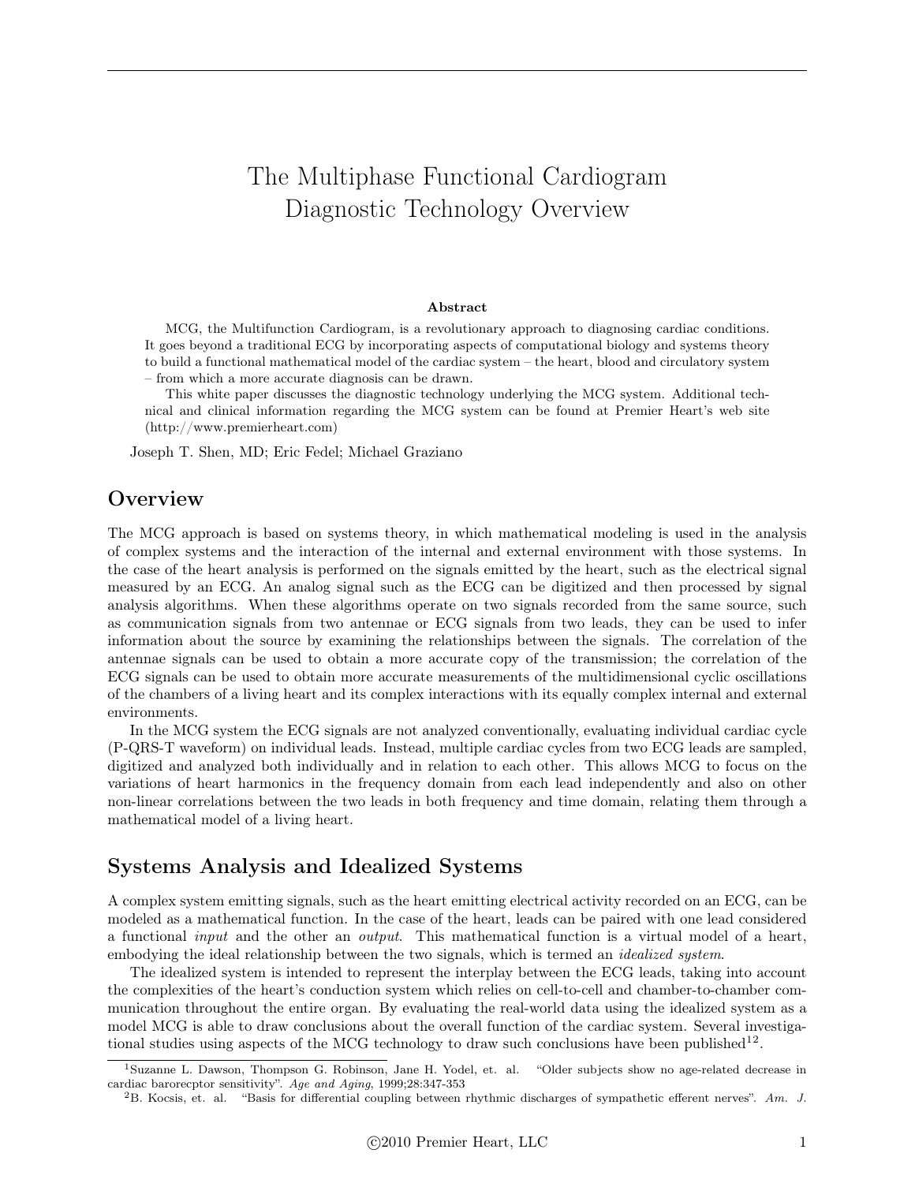# The Multiphase Functional Cardiogram Diagnostic Technology Overview

**Abstract**

MCG, the Multifunction Cardiogram, is a revolutionary approach to diagnosing cardiac conditions. It goes beyond a traditional ECG by incorporating aspects of computational biology and systems theory to build a functional mathematical model of the cardiac system – the heart, blood and circulatory system – from which a more accurate diagnosis can be drawn.

This white paper discusses the diagnostic technology underlying the MCG system. Additional technical and clinical information regarding the MCG system can be found at Premier Heart's web site (http://www.premierheart.com)

Joseph T. Shen, MD; Eric Fedel; Michael Graziano

## Overview

The MCG approach is based on systems theory, in which mathematical modeling is used in the analysis of complex systems and the interaction of the internal and external environment with those systems. In the case of the heart analysis is performed on the signals emitted by the heart, such as the electrical signal measured by an ECG. An analog signal such as the ECG can be digitized and then processed by signal analysis algorithms. When these algorithms operate on two signals recorded from the same source, such as communication signals from two antennae or ECG signals from two leads, they can be used to infer information about the source by examining the relationships between the signals. The correlation of the antennae signals can be used to obtain a more accurate copy of the transmission; the correlation of the ECG signals can be used to obtain more accurate measurements of the multidimensional cyclic oscillations of the chambers of a living heart and its complex interactions with its equally complex internal and external environments.

In the MCG system the ECG signals are not analyzed conventionally, evaluating individual cardiac cycle (P-QRS-T waveform) on individual leads. Instead, multiple cardiac cycles from two ECG leads are sampled, digitized and analyzed both individually and in relation to each other. This allows MCG to focus on the variations of heart harmonics in the frequency domain from each lead independently and also on other non-linear correlations between the two leads in both frequency and time domain, relating them through a mathematical model of a living heart.

## Systems Analysis and Idealized Systems

A complex system emitting signals, such as the heart emitting electrical activity recorded on an ECG, can be modeled as a mathematical function. In the case of the heart, leads can be paired with one lead considered a functional *input* and the other an *output*. This mathematical function is a virtual model of a heart, embodying the ideal relationship between the two signals, which is termed an *idealized system*.

The idealized system is intended to represent the interplay between the ECG leads, taking into account the complexities of the heart's conduction system which relies on cell-to-cell and chamber-to-chamber communication throughout the entire organ. By evaluating the real-world data using the idealized system as a model MCG is able to draw conclusions about the overall function of the cardiac system. Several investigational studies using aspects of the MCG technology to draw such conclusions have been published[1,2].

[1] Suzanne L. Dawson, Thompson G. Robinson, Jane H. Yodel, et. al. "Older subjects show no age-related decrease in cardiac barorecptor sensitivity". *Age and Aging*, 1999;28:347-353

[2] B. Kocsis, et. al. "Basis for differential coupling between rhythmic discharges of sympathetic efferent nerves". *Am. J.*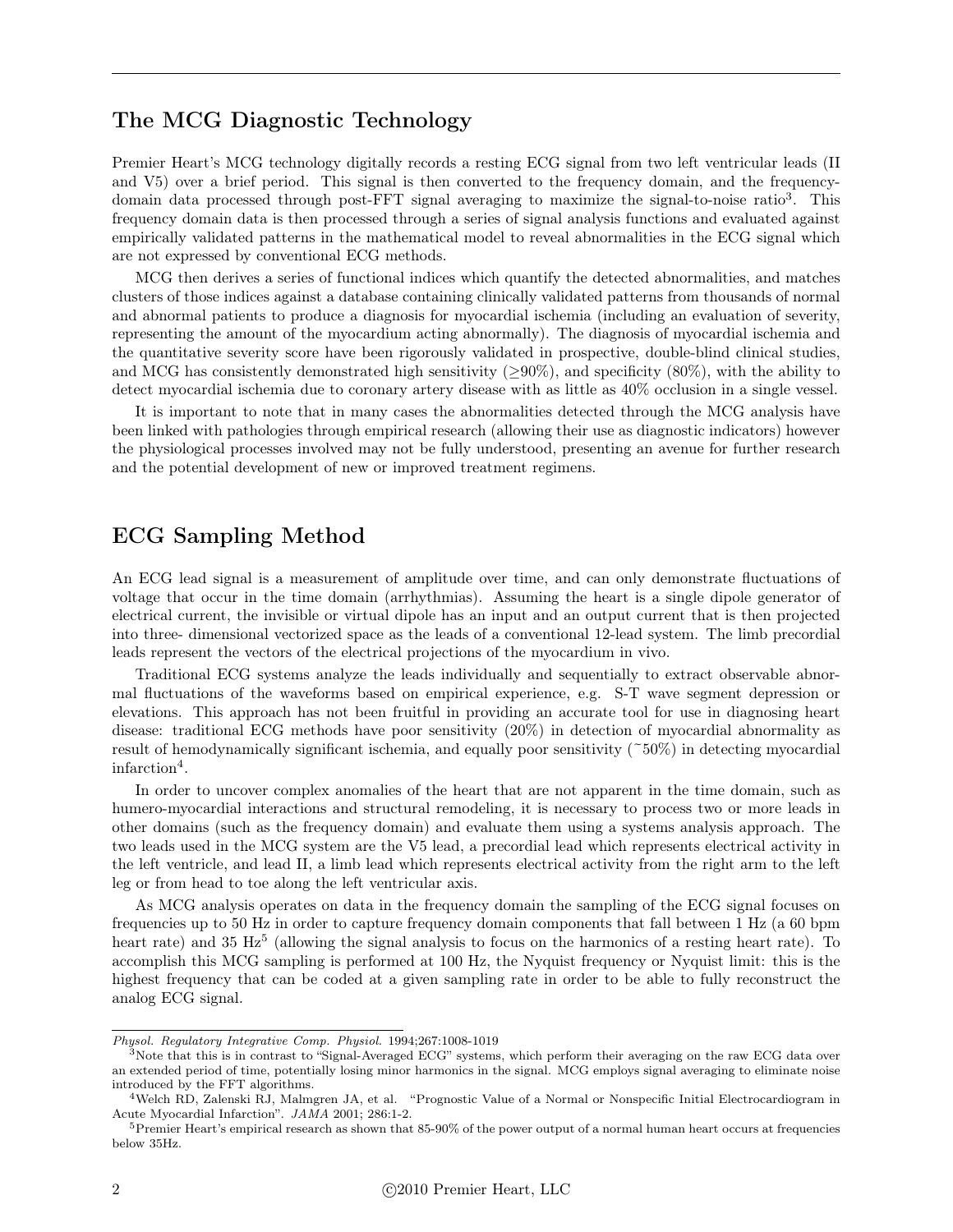## The MCG Diagnostic Technology

Premier Heart's MCG technology digitally records a resting ECG signal from two left ventricular leads (II and V5) over a brief period. This signal is then converted to the frequency domain, and the frequency-domain data processed through post-FFT signal averaging to maximize the signal-to-noise ratio[3]. This frequency domain data is then processed through a series of signal analysis functions and evaluated against empirically validated patterns in the mathematical model to reveal abnormalities in the ECG signal which are not expressed by conventional ECG methods.

MCG then derives a series of functional indices which quantify the detected abnormalities, and matches clusters of those indices against a database containing clinically validated patterns from thousands of normal and abnormal patients to produce a diagnosis for myocardial ischemia (including an evaluation of severity, representing the amount of the myocardium acting abnormally). The diagnosis of myocardial ischemia and the quantitative severity score have been rigorously validated in prospective, double-blind clinical studies, and MCG has consistently demonstrated high sensitivity (≥90%), and specificity (80%), with the ability to detect myocardial ischemia due to coronary artery disease with as little as 40% occlusion in a single vessel.

It is important to note that in many cases the abnormalities detected through the MCG analysis have been linked with pathologies through empirical research (allowing their use as diagnostic indicators) however the physiological processes involved may not be fully understood, presenting an avenue for further research and the potential development of new or improved treatment regimens.

## ECG Sampling Method

An ECG lead signal is a measurement of amplitude over time, and can only demonstrate fluctuations of voltage that occur in the time domain (arrhythmias). Assuming the heart is a single dipole generator of electrical current, the invisible or virtual dipole has an input and an output current that is then projected into three- dimensional vectorized space as the leads of a conventional 12-lead system. The limb precordial leads represent the vectors of the electrical projections of the myocardium in vivo.

Traditional ECG systems analyze the leads individually and sequentially to extract observable abnormal fluctuations of the waveforms based on empirical experience, e.g. S-T wave segment depression or elevations. This approach has not been fruitful in providing an accurate tool for use in diagnosing heart disease: traditional ECG methods have poor sensitivity (20%) in detection of myocardial abnormality as result of hemodynamically significant ischemia, and equally poor sensitivity (~50%) in detecting myocardial infarction[4].

In order to uncover complex anomalies of the heart that are not apparent in the time domain, such as humero-myocardial interactions and structural remodeling, it is necessary to process two or more leads in other domains (such as the frequency domain) and evaluate them using a systems analysis approach. The two leads used in the MCG system are the V5 lead, a precordial lead which represents electrical activity in the left ventricle, and lead II, a limb lead which represents electrical activity from the right arm to the left leg or from head to toe along the left ventricular axis.

As MCG analysis operates on data in the frequency domain the sampling of the ECG signal focuses on frequencies up to 50 Hz in order to capture frequency domain components that fall between 1 Hz (a 60 bpm heart rate) and 35 Hz[5] (allowing the signal analysis to focus on the harmonics of a resting heart rate). To accomplish this MCG sampling is performed at 100 Hz, the Nyquist frequency or Nyquist limit: this is the highest frequency that can be coded at a given sampling rate in order to be able to fully reconstruct the analog ECG signal.

---

*Physol. Regulatory Integrative Comp. Physiol.* 1994;267:1008-1019

[3] Note that this is in contrast to "Signal-Averaged ECG" systems, which perform their averaging on the raw ECG data over an extended period of time, potentially losing minor harmonics in the signal. MCG employs signal averaging to eliminate noise introduced by the FFT algorithms.

[4] Welch RD, Zalenski RJ, Malmgren JA, et al. "Prognostic Value of a Normal or Nonspecific Initial Electrocardiogram in Acute Myocardial Infarction". *JAMA* 2001; 286:1-2.

[5] Premier Heart's empirical research as shown that 85-90% of the power output of a normal human heart occurs at frequencies below 35Hz.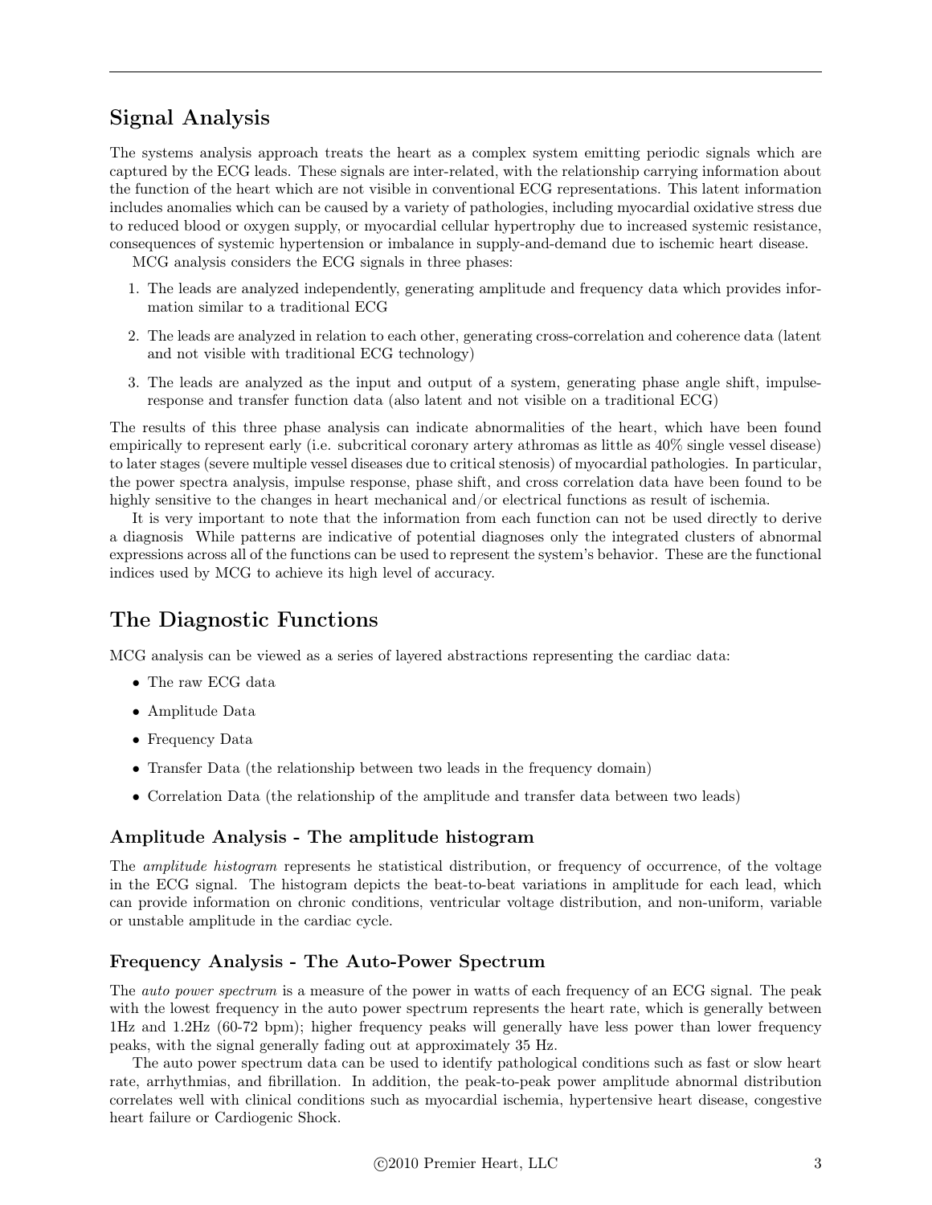## Signal Analysis

The systems analysis approach treats the heart as a complex system emitting periodic signals which are captured by the ECG leads. These signals are inter-related, with the relationship carrying information about the function of the heart which are not visible in conventional ECG representations. This latent information includes anomalies which can be caused by a variety of pathologies, including myocardial oxidative stress due to reduced blood or oxygen supply, or myocardial cellular hypertrophy due to increased systemic resistance, consequences of systemic hypertension or imbalance in supply-and-demand due to ischemic heart disease.

MCG analysis considers the ECG signals in three phases:

1. The leads are analyzed independently, generating amplitude and frequency data which provides information similar to a traditional ECG
2. The leads are analyzed in relation to each other, generating cross-correlation and coherence data (latent and not visible with traditional ECG technology)
3. The leads are analyzed as the input and output of a system, generating phase angle shift, impulse-response and transfer function data (also latent and not visible on a traditional ECG)

The results of this three phase analysis can indicate abnormalities of the heart, which have been found empirically to represent early (i.e. subcritical coronary artery athromas as little as 40% single vessel disease) to later stages (severe multiple vessel diseases due to critical stenosis) of myocardial pathologies. In particular, the power spectra analysis, impulse response, phase shift, and cross correlation data have been found to be highly sensitive to the changes in heart mechanical and/or electrical functions as result of ischemia.

It is very important to note that the information from each function can not be used directly to derive a diagnosis While patterns are indicative of potential diagnoses only the integrated clusters of abnormal expressions across all of the functions can be used to represent the system's behavior. These are the functional indices used by MCG to achieve its high level of accuracy.

## The Diagnostic Functions

MCG analysis can be viewed as a series of layered abstractions representing the cardiac data:

- The raw ECG data
- Amplitude Data
- Frequency Data
- Transfer Data (the relationship between two leads in the frequency domain)
- Correlation Data (the relationship of the amplitude and transfer data between two leads)

### Amplitude Analysis - The amplitude histogram

The *amplitude histogram* represents he statistical distribution, or frequency of occurrence, of the voltage in the ECG signal. The histogram depicts the beat-to-beat variations in amplitude for each lead, which can provide information on chronic conditions, ventricular voltage distribution, and non-uniform, variable or unstable amplitude in the cardiac cycle.

### Frequency Analysis - The Auto-Power Spectrum

The *auto power spectrum* is a measure of the power in watts of each frequency of an ECG signal. The peak with the lowest frequency in the auto power spectrum represents the heart rate, which is generally between 1Hz and 1.2Hz (60-72 bpm); higher frequency peaks will generally have less power than lower frequency peaks, with the signal generally fading out at approximately 35 Hz.

The auto power spectrum data can be used to identify pathological conditions such as fast or slow heart rate, arrhythmias, and fibrillation. In addition, the peak-to-peak power amplitude abnormal distribution correlates well with clinical conditions such as myocardial ischemia, hypertensive heart disease, congestive heart failure or Cardiogenic Shock.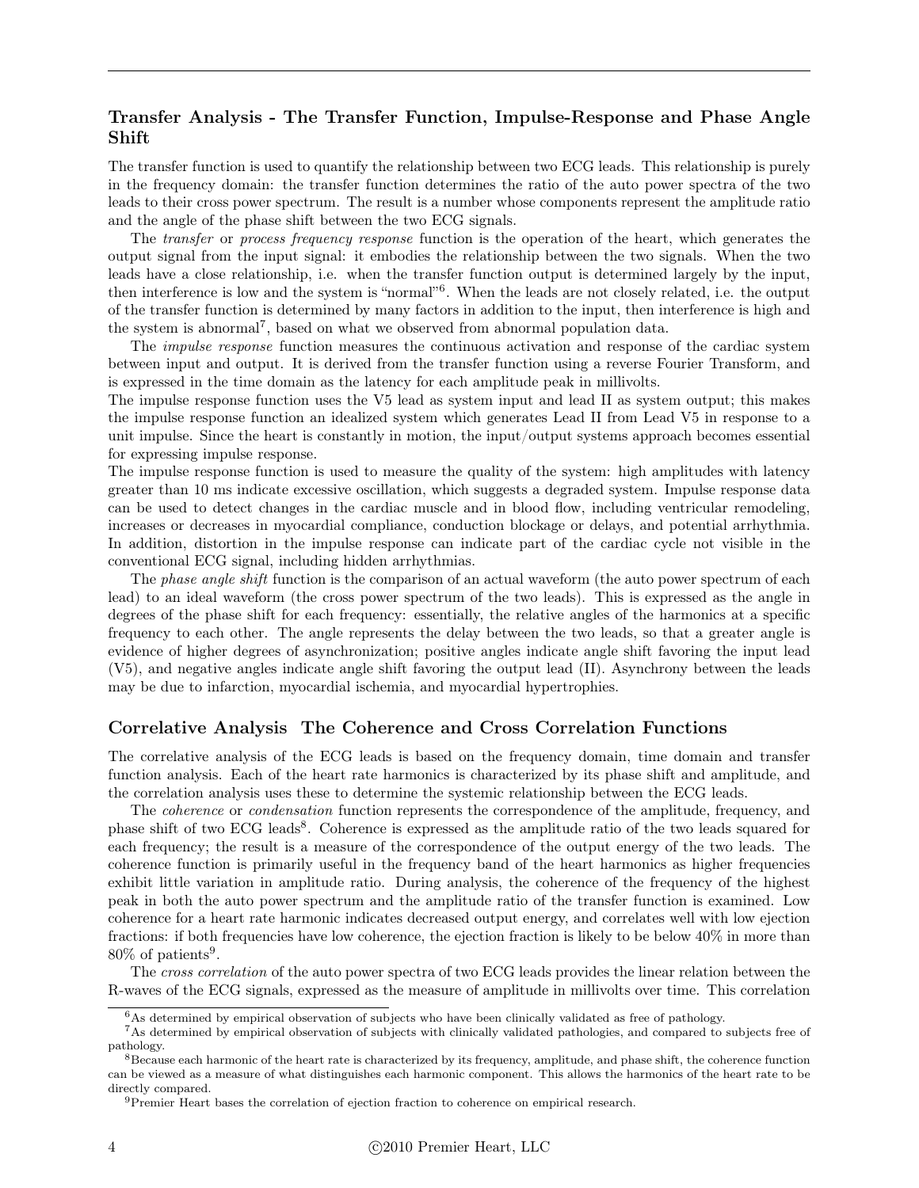## Transfer Analysis - The Transfer Function, Impulse-Response and Phase Angle Shift

The transfer function is used to quantify the relationship between two ECG leads. This relationship is purely in the frequency domain: the transfer function determines the ratio of the auto power spectra of the two leads to their cross power spectrum. The result is a number whose components represent the amplitude ratio and the angle of the phase shift between the two ECG signals.

The *transfer* or *process frequency response* function is the operation of the heart, which generates the output signal from the input signal: it embodies the relationship between the two signals. When the two leads have a close relationship, i.e. when the transfer function output is determined largely by the input, then interference is low and the system is "normal"[6]. When the leads are not closely related, i.e. the output of the transfer function is determined by many factors in addition to the input, then interference is high and the system is abnormal[7], based on what we observed from abnormal population data.

The *impulse response* function measures the continuous activation and response of the cardiac system between input and output. It is derived from the transfer function using a reverse Fourier Transform, and is expressed in the time domain as the latency for each amplitude peak in millivolts.

The impulse response function uses the V5 lead as system input and lead II as system output; this makes the impulse response function an idealized system which generates Lead II from Lead V5 in response to a unit impulse. Since the heart is constantly in motion, the input/output systems approach becomes essential for expressing impulse response.

The impulse response function is used to measure the quality of the system: high amplitudes with latency greater than 10 ms indicate excessive oscillation, which suggests a degraded system. Impulse response data can be used to detect changes in the cardiac muscle and in blood flow, including ventricular remodeling, increases or decreases in myocardial compliance, conduction blockage or delays, and potential arrhythmia. In addition, distortion in the impulse response can indicate part of the cardiac cycle not visible in the conventional ECG signal, including hidden arrhythmias.

The *phase angle shift* function is the comparison of an actual waveform (the auto power spectrum of each lead) to an ideal waveform (the cross power spectrum of the two leads). This is expressed as the angle in degrees of the phase shift for each frequency: essentially, the relative angles of the harmonics at a specific frequency to each other. The angle represents the delay between the two leads, so that a greater angle is evidence of higher degrees of asynchronization; positive angles indicate angle shift favoring the input lead (V5), and negative angles indicate angle shift favoring the output lead (II). Asynchrony between the leads may be due to infarction, myocardial ischemia, and myocardial hypertrophies.

## Correlative Analysis The Coherence and Cross Correlation Functions

The correlative analysis of the ECG leads is based on the frequency domain, time domain and transfer function analysis. Each of the heart rate harmonics is characterized by its phase shift and amplitude, and the correlation analysis uses these to determine the systemic relationship between the ECG leads.

The *coherence* or *condensation* function represents the correspondence of the amplitude, frequency, and phase shift of two ECG leads[8]. Coherence is expressed as the amplitude ratio of the two leads squared for each frequency; the result is a measure of the correspondence of the output energy of the two leads. The coherence function is primarily useful in the frequency band of the heart harmonics as higher frequencies exhibit little variation in amplitude ratio. During analysis, the coherence of the frequency of the highest peak in both the auto power spectrum and the amplitude ratio of the transfer function is examined. Low coherence for a heart rate harmonic indicates decreased output energy, and correlates well with low ejection fractions: if both frequencies have low coherence, the ejection fraction is likely to be below 40% in more than 80% of patients[9].

The *cross correlation* of the auto power spectra of two ECG leads provides the linear relation between the R-waves of the ECG signals, expressed as the measure of amplitude in millivolts over time. This correlation

---

[6] As determined by empirical observation of subjects who have been clinically validated as free of pathology.

[7] As determined by empirical observation of subjects with clinically validated pathologies, and compared to subjects free of pathology.

[8] Because each harmonic of the heart rate is characterized by its frequency, amplitude, and phase shift, the coherence function can be viewed as a measure of what distinguishes each harmonic component. This allows the harmonics of the heart rate to be directly compared.

[9] Premier Heart bases the correlation of ejection fraction to coherence on empirical research.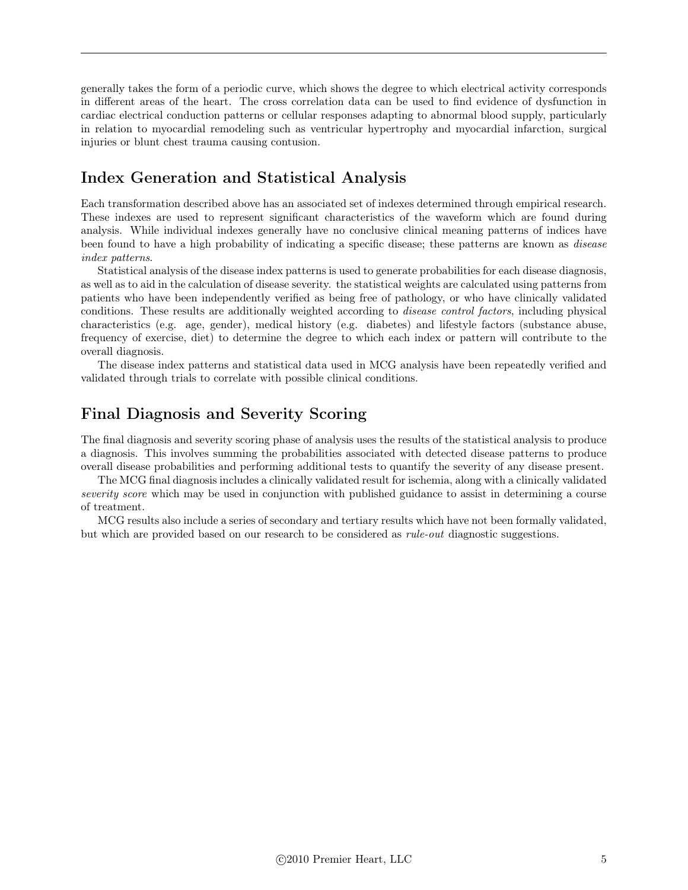generally takes the form of a periodic curve, which shows the degree to which electrical activity corresponds in different areas of the heart. The cross correlation data can be used to find evidence of dysfunction in cardiac electrical conduction patterns or cellular responses adapting to abnormal blood supply, particularly in relation to myocardial remodeling such as ventricular hypertrophy and myocardial infarction, surgical injuries or blunt chest trauma causing contusion.

## Index Generation and Statistical Analysis

Each transformation described above has an associated set of indexes determined through empirical research. These indexes are used to represent significant characteristics of the waveform which are found during analysis. While individual indexes generally have no conclusive clinical meaning patterns of indices have been found to have a high probability of indicating a specific disease; these patterns are known as *disease index patterns*.

Statistical analysis of the disease index patterns is used to generate probabilities for each disease diagnosis, as well as to aid in the calculation of disease severity. the statistical weights are calculated using patterns from patients who have been independently verified as being free of pathology, or who have clinically validated conditions. These results are additionally weighted according to *disease control factors*, including physical characteristics (e.g. age, gender), medical history (e.g. diabetes) and lifestyle factors (substance abuse, frequency of exercise, diet) to determine the degree to which each index or pattern will contribute to the overall diagnosis.

The disease index patterns and statistical data used in MCG analysis have been repeatedly verified and validated through trials to correlate with possible clinical conditions.

## Final Diagnosis and Severity Scoring

The final diagnosis and severity scoring phase of analysis uses the results of the statistical analysis to produce a diagnosis. This involves summing the probabilities associated with detected disease patterns to produce overall disease probabilities and performing additional tests to quantify the severity of any disease present.

The MCG final diagnosis includes a clinically validated result for ischemia, along with a clinically validated *severity score* which may be used in conjunction with published guidance to assist in determining a course of treatment.

MCG results also include a series of secondary and tertiary results which have not been formally validated, but which are provided based on our research to be considered as *rule-out* diagnostic suggestions.